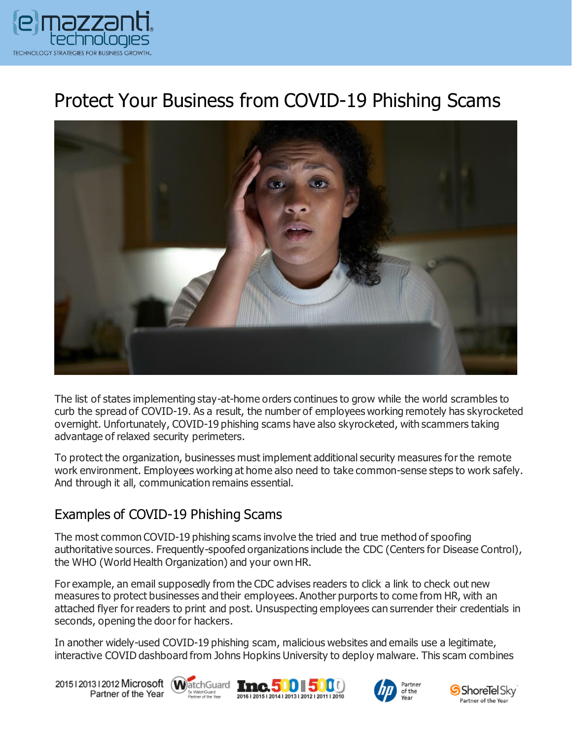# Protect Your Business from COVID-19 Phishing Scams

The list of states implementing stay-at-home orders continues to grow while the world scrambles to curb the spread of COVID-19. As a result, the number of employees working remotely has skyrocketed overnight. Unfortunately, COVID-19 phishing scams have also skyrocketed, with scammers taking advantage of relaxed security perimeters.

To protect the organization, businesses must implement additional security measures for the remote work environment. Employees working at home also need to take common-sense steps to work safely. And through it all, communication remains essential.

## Examples of COVID-19 Phishing Scams

The most common COVID-19 phishing scams involve the tried and true method of spoofing authoritative sources. Frequently-spoofed organizations include the CDC (Centers for Disease Control), the WHO (World Health Organization) and your own HR.

For example, an email supposedly from the CDC advises readers to click a link to check out new measures to protect businesses and their employees. Another purports to come from HR, with an attached flyer for readers to print and post. Unsuspecting employees can surrender their credentials in seconds, opening the door for hackers.

In another widely-used COVID-19 phishing scam, malicious websites and emails use a legitimate, interactive COVID dashboard from Johns Hopkins University to deploy malware. This scam combines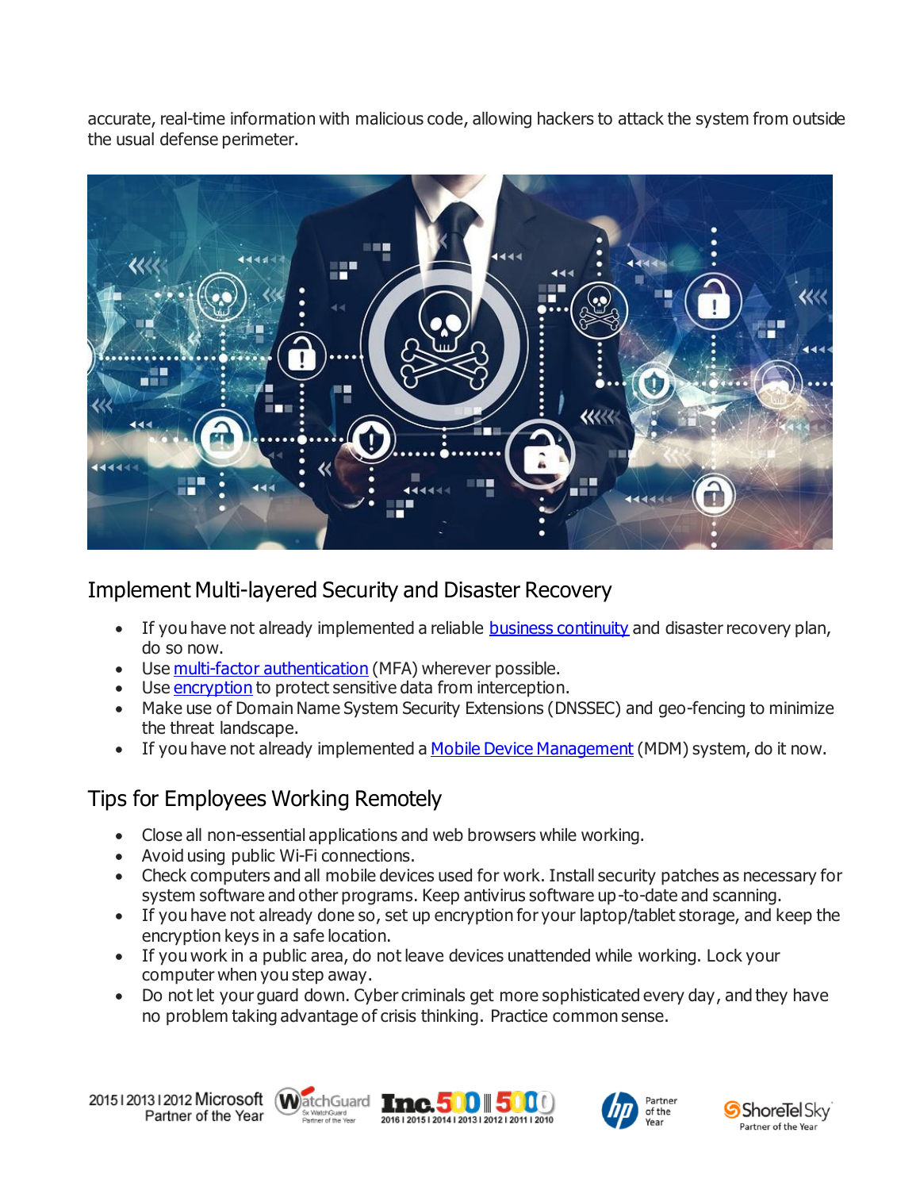accurate, real-time information with malicious code, allowing hackers to attack the system from outside the usual defense perimeter.

## Implement Multi-layered Security and Disaster Recovery

- If you have not already implemented a reliable business continuity and disaster recovery plan, do so now.
- Use multi-factor authentication (MFA) wherever possible.
- Use encryption to protect sensitive data from interception.
- Make use of Domain Name System Security Extensions (DNSSEC) and geo-fencing to minimize the threat landscape.
- If you have not already implemented a Mobile Device Management (MDM) system, do it now.

## Tips for Employees Working Remotely

- Close all non-essential applications and web browsers while working.
- Avoid using public Wi-Fi connections.
- Check computers and all mobile devices used for work. Install security patches as necessary for system software and other programs. Keep antivirus software up-to-date and scanning.
- If you have not already done so, set up encryption for your laptop/tablet storage, and keep the encryption keys in a safe location.
- If you work in a public area, do not leave devices unattended while working. Lock your computer when you step away.
- Do not let your guard down. Cyber criminals get more sophisticated every day, and they have no problem taking advantage of crisis thinking. Practice common sense.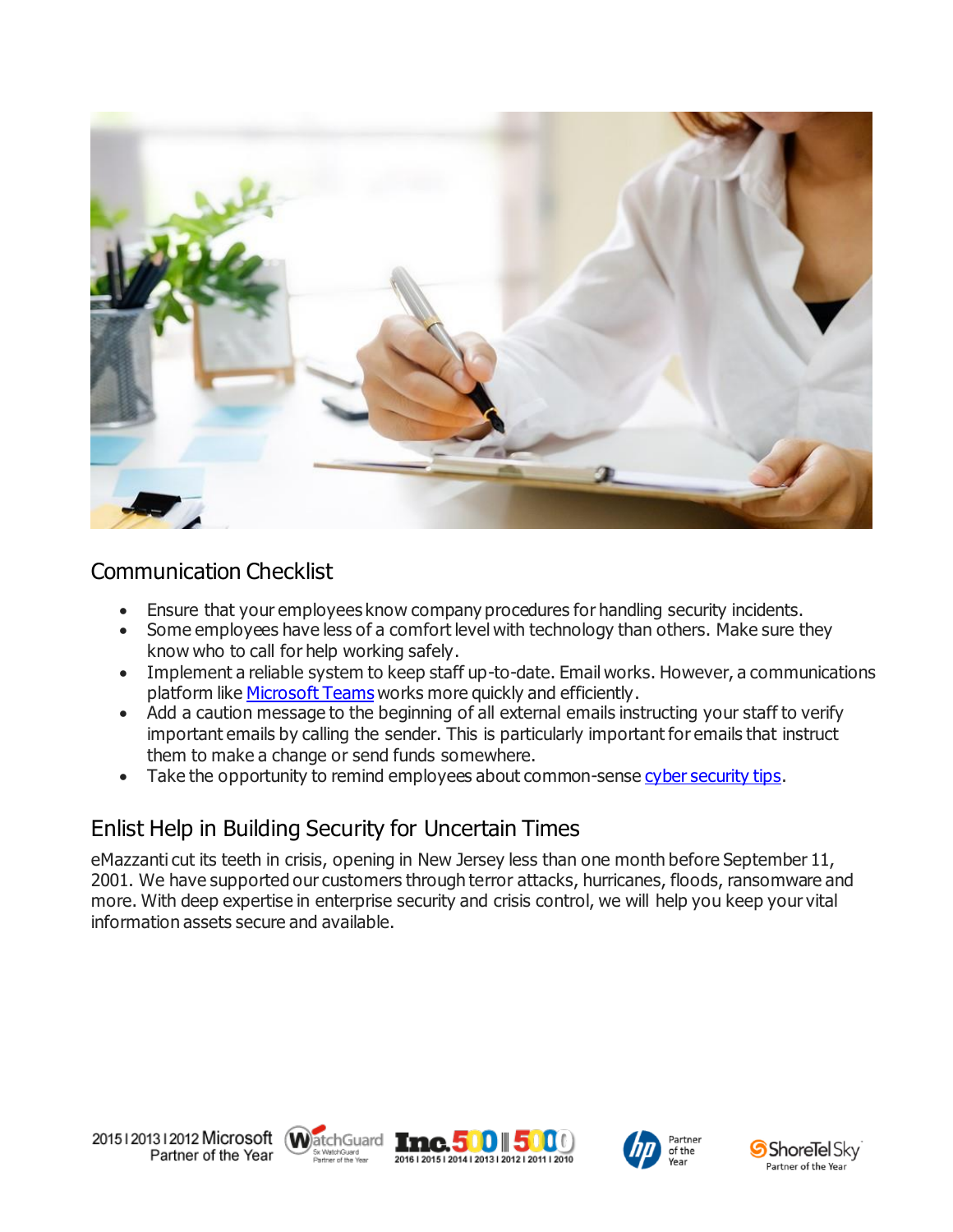## Communication Checklist

- Ensure that your employees know company procedures for handling security incidents.
- Some employees have less of a comfort level with technology than others. Make sure they know who to call for help working safely.
- Implement a reliable system to keep staff up-to-date. Email works. However, a communications platform like Microsoft Teams works more quickly and efficiently.
- Add a caution message to the beginning of all external emails instructing your staff to verify important emails by calling the sender. This is particularly important for emails that instruct them to make a change or send funds somewhere.
- Take the opportunity to remind employees about common-sense cyber security tips.

## Enlist Help in Building Security for Uncertain Times

eMazzanti cut its teeth in crisis, opening in New Jersey less than one month before September 11, 2001. We have supported our customers through terror attacks, hurricanes, floods, ransomware and more. With deep expertise in enterprise security and crisis control, we will help you keep your vital information assets secure and available.

2015 | 2013 | 2012 Microsoft Partner of the Year

WatchGuard 5x WatchGuard Partner of the Year

Inc. 500 | 5000 2016 | 2015 | 2014 | 2013 | 2012 | 2011 | 2010

hp Partner of the Year

ShoreTel Sky Partner of the Year